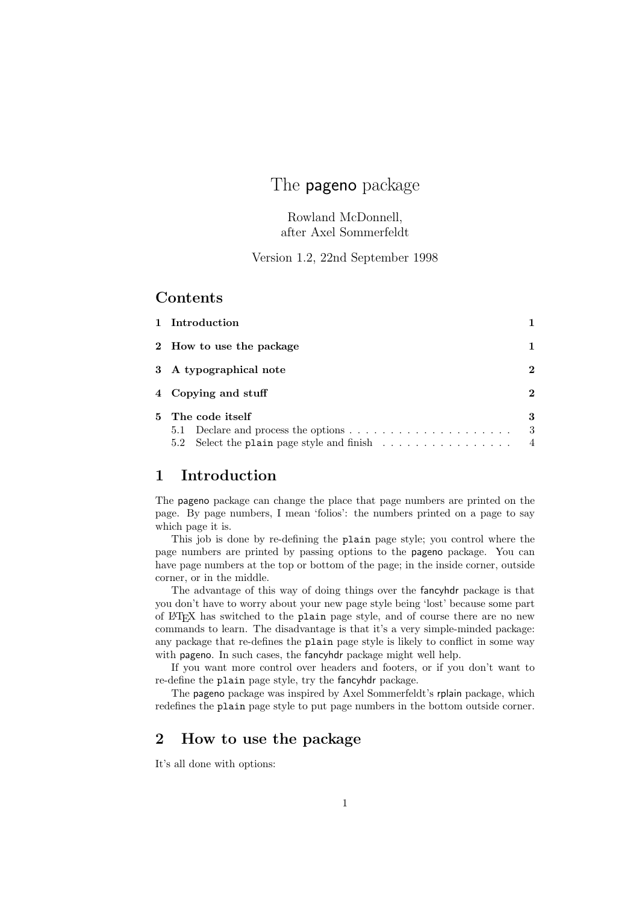# The pageno package

Rowland McDonnell,
after Axel Sommerfeldt

Version 1.2, 22nd September 1998

## Contents

| | |
|---|---|
| **1 Introduction** | **1** |
| **2 How to use the package** | **1** |
| **3 A typographical note** | **2** |
| **4 Copying and stuff** | **2** |
| **5 The code itself** | **3** |
| 5.1 Declare and process the options | 3 |
| 5.2 Select the `plain` page style and finish | 4 |

## 1 Introduction

The pageno package can change the place that page numbers are printed on the page. By page numbers, I mean 'folios': the numbers printed on a page to say which page it is.

This job is done by re-defining the `plain` page style; you control where the page numbers are printed by passing options to the pageno package. You can have page numbers at the top or bottom of the page; in the inside corner, outside corner, or in the middle.

The advantage of this way of doing things over the fancyhdr package is that you don't have to worry about your new page style being 'lost' because some part of LaTeX has switched to the `plain` page style, and of course there are no new commands to learn. The disadvantage is that it's a very simple-minded package: any package that re-defines the `plain` page style is likely to conflict in some way with pageno. In such cases, the fancyhdr package might well help.

If you want more control over headers and footers, or if you don't want to re-define the `plain` page style, try the fancyhdr package.

The pageno package was inspired by Axel Sommerfeldt's rplain package, which redefines the `plain` page style to put page numbers in the bottom outside corner.

## 2 How to use the package

It's all done with options: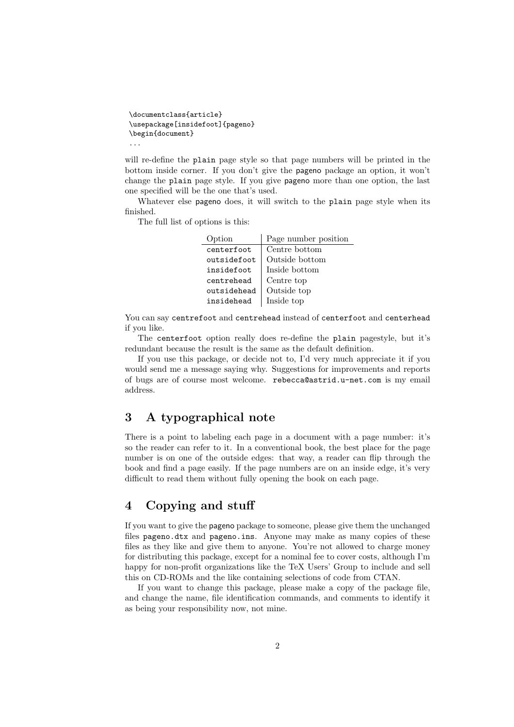```
\documentclass{article}
\usepackage[insidefoot]{pageno}
\begin{document}
...
```

will re-define the `plain` page style so that page numbers will be printed in the bottom inside corner. If you don't give the `pageno` package an option, it won't change the `plain` page style. If you give `pageno` more than one option, the last one specified will be the one that's used.

Whatever else `pageno` does, it will switch to the `plain` page style when its finished.

The full list of options is this:

| Option | Page number position |
|---|---|
| `centerfoot` | Centre bottom |
| `outsidefoot` | Outside bottom |
| `insidefoot` | Inside bottom |
| `centrehead` | Centre top |
| `outsidehead` | Outside top |
| `insidehead` | Inside top |

You can say `centrefoot` and `centrehead` instead of `centerfoot` and `centerhead` if you like.

The `centerfoot` option really does re-define the `plain` pagestyle, but it's redundant because the result is the same as the default definition.

If you use this package, or decide not to, I'd very much appreciate it if you would send me a message saying why. Suggestions for improvements and reports of bugs are of course most welcome. `rebecca@astrid.u-net.com` is my email address.

## 3 A typographical note

There is a point to labeling each page in a document with a page number: it's so the reader can refer to it. In a conventional book, the best place for the page number is on one of the outside edges: that way, a reader can flip through the book and find a page easily. If the page numbers are on an inside edge, it's very difficult to read them without fully opening the book on each page.

## 4 Copying and stuff

If you want to give the `pageno` package to someone, please give them the unchanged files `pageno.dtx` and `pageno.ins`. Anyone may make as many copies of these files as they like and give them to anyone. You're not allowed to charge money for distributing this package, except for a nominal fee to cover costs, although I'm happy for non-profit organizations like the TeX Users' Group to include and sell this on CD-ROMs and the like containing selections of code from CTAN.

If you want to change this package, please make a copy of the package file, and change the name, file identification commands, and comments to identify it as being your responsibility now, not mine.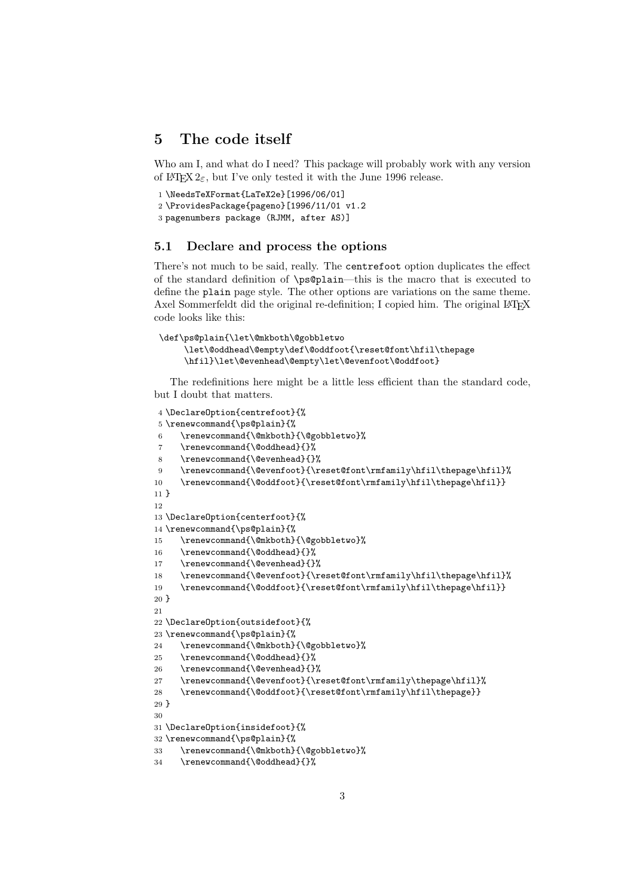## 5 The code itself

Who am I, and what do I need? This package will probably work with any version of LaTeX $2_\varepsilon$, but I've only tested it with the June 1996 release.

```
1 \NeedsTeXFormat{LaTeX2e}[1996/06/01]
2 \ProvidesPackage{pageno}[1996/11/01 v1.2
3 pagenumbers package (RJMM, after AS)]
```

### 5.1 Declare and process the options

There's not much to be said, really. The `centrefoot` option duplicates the effect of the standard definition of `\ps@plain`—this is the macro that is executed to define the `plain` page style. The other options are variations on the same theme. Axel Sommerfeldt did the original re-definition; I copied him. The original LaTeX code looks like this:

```
\def\ps@plain{\let\@mkboth\@gobbletwo
     \let\@oddhead\@empty\def\@oddfoot{\reset@font\hfil\thepage
     \hfil}\let\@evenhead\@empty\let\@evenfoot\@oddfoot}
```

The redefinitions here might be a little less efficient than the standard code, but I doubt that matters.

```
4 \DeclareOption{centrefoot}{%
5 \renewcommand{\ps@plain}{%
6    \renewcommand{\@mkboth}{\@gobbletwo}%
7    \renewcommand{\@oddhead}{}%
8    \renewcommand{\@evenhead}{}%
9    \renewcommand{\@evenfoot}{\reset@font\rmfamily\hfil\thepage\hfil}%
10   \renewcommand{\@oddfoot}{\reset@font\rmfamily\hfil\thepage\hfil}}
11 }
12
13 \DeclareOption{centerfoot}{%
14 \renewcommand{\ps@plain}{%
15   \renewcommand{\@mkboth}{\@gobbletwo}%
16   \renewcommand{\@oddhead}{}%
17   \renewcommand{\@evenhead}{}%
18   \renewcommand{\@evenfoot}{\reset@font\rmfamily\hfil\thepage\hfil}%
19   \renewcommand{\@oddfoot}{\reset@font\rmfamily\hfil\thepage\hfil}}
20 }
21
22 \DeclareOption{outsidefoot}{%
23 \renewcommand{\ps@plain}{%
24   \renewcommand{\@mkboth}{\@gobbletwo}%
25   \renewcommand{\@oddhead}{}%
26   \renewcommand{\@evenhead}{}%
27   \renewcommand{\@evenfoot}{\reset@font\rmfamily\thepage\hfil}%
28   \renewcommand{\@oddfoot}{\reset@font\rmfamily\hfil\thepage}}
29 }
30
31 \DeclareOption{insidefoot}{%
32 \renewcommand{\ps@plain}{%
33   \renewcommand{\@mkboth}{\@gobbletwo}%
34   \renewcommand{\@oddhead}{}%
```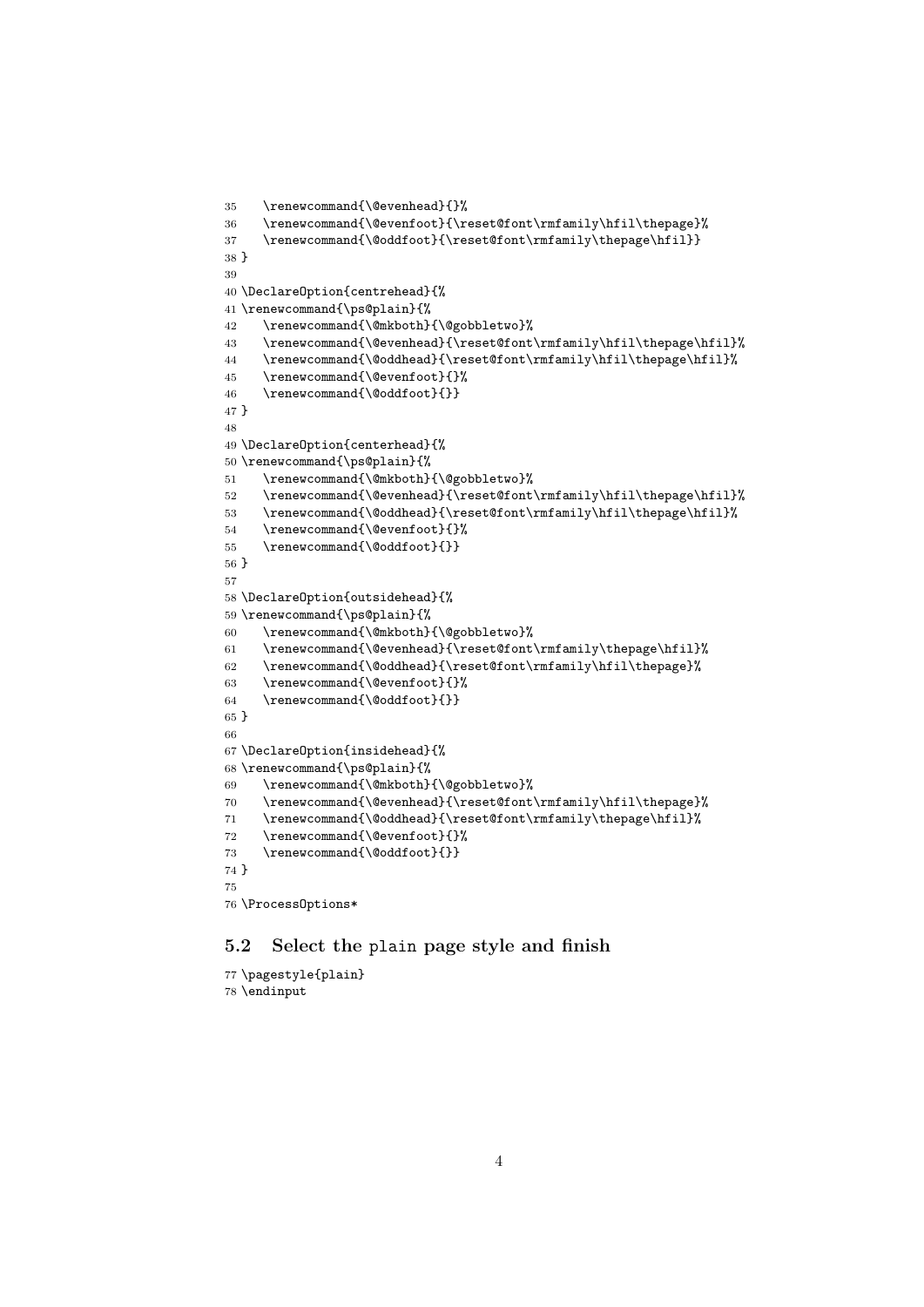```
35    \renewcommand{\@evenhead}{}%
36    \renewcommand{\@evenfoot}{\reset@font\rmfamily\hfil\thepage}%
37    \renewcommand{\@oddfoot}{\reset@font\rmfamily\thepage\hfil}}
38 }
39
40 \DeclareOption{centrehead}{%
41 \renewcommand{\ps@plain}{%
42    \renewcommand{\@mkboth}{\@gobbletwo}%
43    \renewcommand{\@evenhead}{\reset@font\rmfamily\hfil\thepage\hfil}%
44    \renewcommand{\@oddhead}{\reset@font\rmfamily\hfil\thepage\hfil}%
45    \renewcommand{\@evenfoot}{}%
46    \renewcommand{\@oddfoot}{}}
47 }
48
49 \DeclareOption{centerhead}{%
50 \renewcommand{\ps@plain}{%
51    \renewcommand{\@mkboth}{\@gobbletwo}%
52    \renewcommand{\@evenhead}{\reset@font\rmfamily\hfil\thepage\hfil}%
53    \renewcommand{\@oddhead}{\reset@font\rmfamily\hfil\thepage\hfil}%
54    \renewcommand{\@evenfoot}{}%
55    \renewcommand{\@oddfoot}{}}
56 }
57
58 \DeclareOption{outsidehead}{%
59 \renewcommand{\ps@plain}{%
60    \renewcommand{\@mkboth}{\@gobbletwo}%
61    \renewcommand{\@evenhead}{\reset@font\rmfamily\thepage\hfil}%
62    \renewcommand{\@oddhead}{\reset@font\rmfamily\hfil\thepage}%
63    \renewcommand{\@evenfoot}{}%
64    \renewcommand{\@oddfoot}{}}
65 }
66
67 \DeclareOption{insidehead}{%
68 \renewcommand{\ps@plain}{%
69    \renewcommand{\@mkboth}{\@gobbletwo}%
70    \renewcommand{\@evenhead}{\reset@font\rmfamily\hfil\thepage}%
71    \renewcommand{\@oddhead}{\reset@font\rmfamily\thepage\hfil}%
72    \renewcommand{\@evenfoot}{}%
73    \renewcommand{\@oddfoot}{}}
74 }
75
76 \ProcessOptions*
```

### 5.2 Select the plain page style and finish

```
77 \pagestyle{plain}
78 \endinput
```